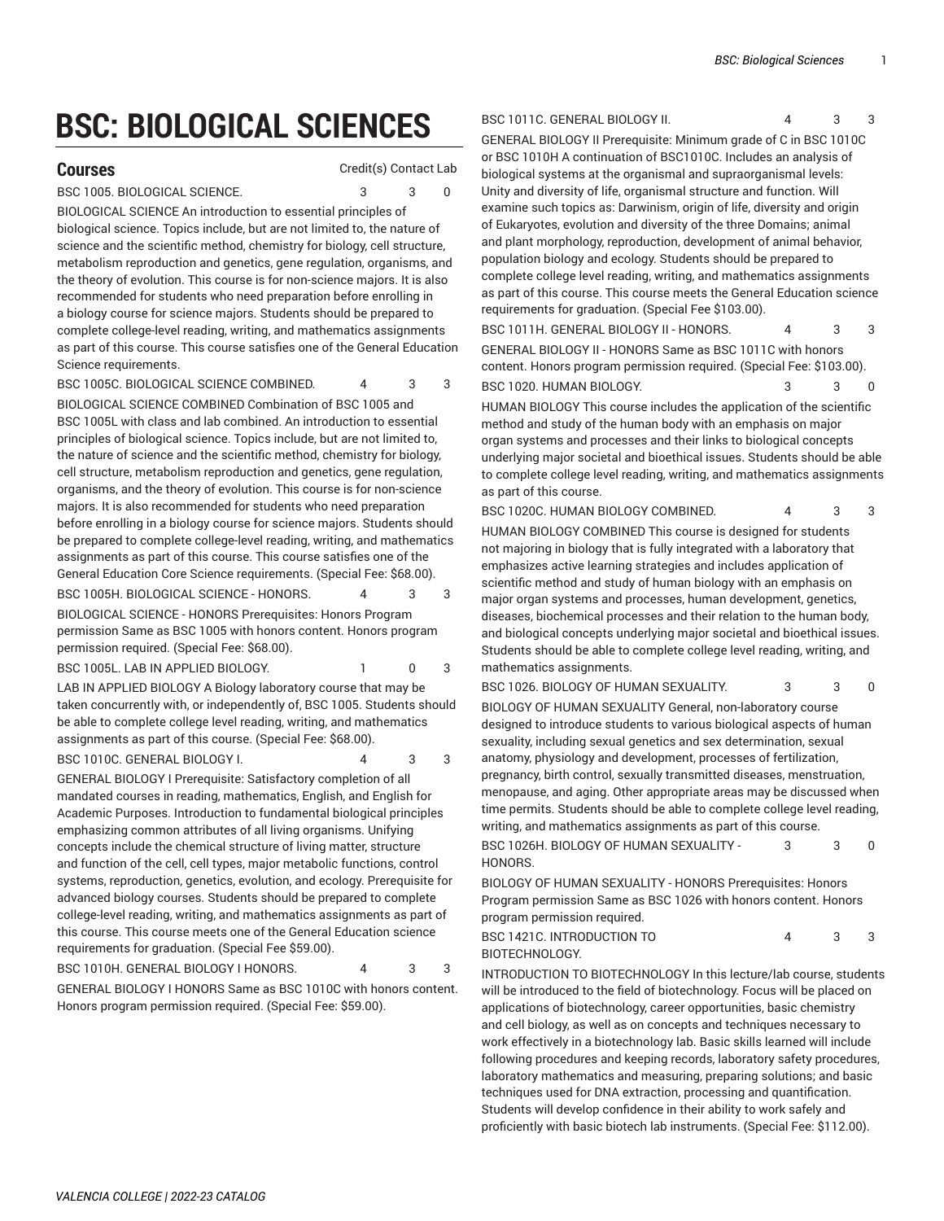# BSC: BIOLOGICAL SCIENCES

## Courses

| Course | Credit(s) | Contact | Lab |
|---|---|---|---|
| BSC 1005. BIOLOGICAL SCIENCE. | 3 | 3 | 0 |

BIOLOGICAL SCIENCE An introduction to essential principles of biological science. Topics include, but are not limited to, the nature of science and the scientific method, chemistry for biology, cell structure, metabolism reproduction and genetics, gene regulation, organisms, and the theory of evolution. This course is for non-science majors. It is also recommended for students who need preparation before enrolling in a biology course for science majors. Students should be prepared to complete college-level reading, writing, and mathematics assignments as part of this course. This course satisfies one of the General Education Science requirements.

| Course | Credit(s) | Contact | Lab |
|---|---|---|---|
| BSC 1005C. BIOLOGICAL SCIENCE COMBINED. | 4 | 3 | 3 |

BIOLOGICAL SCIENCE COMBINED Combination of BSC 1005 and BSC 1005L with class and lab combined. An introduction to essential principles of biological science. Topics include, but are not limited to, the nature of science and the scientific method, chemistry for biology, cell structure, metabolism reproduction and genetics, gene regulation, organisms, and the theory of evolution. This course is for non-science majors. It is also recommended for students who need preparation before enrolling in a biology course for science majors. Students should be prepared to complete college-level reading, writing, and mathematics assignments as part of this course. This course satisfies one of the General Education Core Science requirements. (Special Fee: $68.00).

| Course | Credit(s) | Contact | Lab |
|---|---|---|---|
| BSC 1005H. BIOLOGICAL SCIENCE - HONORS. | 4 | 3 | 3 |

BIOLOGICAL SCIENCE - HONORS Prerequisites: Honors Program permission Same as BSC 1005 with honors content. Honors program permission required. (Special Fee: $68.00).

| Course | Credit(s) | Contact | Lab |
|---|---|---|---|
| BSC 1005L. LAB IN APPLIED BIOLOGY. | 1 | 0 | 3 |

LAB IN APPLIED BIOLOGY A Biology laboratory course that may be taken concurrently with, or independently of, BSC 1005. Students should be able to complete college level reading, writing, and mathematics assignments as part of this course. (Special Fee: $68.00).

| Course | Credit(s) | Contact | Lab |
|---|---|---|---|
| BSC 1010C. GENERAL BIOLOGY I. | 4 | 3 | 3 |

GENERAL BIOLOGY I Prerequisite: Satisfactory completion of all mandated courses in reading, mathematics, English, and English for Academic Purposes. Introduction to fundamental biological principles emphasizing common attributes of all living organisms. Unifying concepts include the chemical structure of living matter, structure and function of the cell, cell types, major metabolic functions, control systems, reproduction, genetics, evolution, and ecology. Prerequisite for advanced biology courses. Students should be prepared to complete college-level reading, writing, and mathematics assignments as part of this course. This course meets one of the General Education science requirements for graduation. (Special Fee $59.00).

| Course | Credit(s) | Contact | Lab |
|---|---|---|---|
| BSC 1010H. GENERAL BIOLOGY I HONORS. | 4 | 3 | 3 |

GENERAL BIOLOGY I HONORS Same as BSC 1010C with honors content. Honors program permission required. (Special Fee: $59.00).

| Course | Credit(s) | Contact | Lab |
|---|---|---|---|
| BSC 1011C. GENERAL BIOLOGY II. | 4 | 3 | 3 |

GENERAL BIOLOGY II Prerequisite: Minimum grade of C in BSC 1010C or BSC 1010H A continuation of BSC1010C. Includes an analysis of biological systems at the organismal and supraorganismal levels: Unity and diversity of life, organismal structure and function. Will examine such topics as: Darwinism, origin of life, diversity and origin of Eukaryotes, evolution and diversity of the three Domains; animal and plant morphology, reproduction, development of animal behavior, population biology and ecology. Students should be prepared to complete college level reading, writing, and mathematics assignments as part of this course. This course meets the General Education science requirements for graduation. (Special Fee $103.00).

| Course | Credit(s) | Contact | Lab |
|---|---|---|---|
| BSC 1011H. GENERAL BIOLOGY II - HONORS. | 4 | 3 | 3 |

GENERAL BIOLOGY II - HONORS Same as BSC 1011C with honors content. Honors program permission required. (Special Fee: $103.00).

| Course | Credit(s) | Contact | Lab |
|---|---|---|---|
| BSC 1020. HUMAN BIOLOGY. | 3 | 3 | 0 |

HUMAN BIOLOGY This course includes the application of the scientific method and study of the human body with an emphasis on major organ systems and processes and their links to biological concepts underlying major societal and bioethical issues. Students should be able to complete college level reading, writing, and mathematics assignments as part of this course.

| Course | Credit(s) | Contact | Lab |
|---|---|---|---|
| BSC 1020C. HUMAN BIOLOGY COMBINED. | 4 | 3 | 3 |

HUMAN BIOLOGY COMBINED This course is designed for students not majoring in biology that is fully integrated with a laboratory that emphasizes active learning strategies and includes application of scientific method and study of human biology with an emphasis on major organ systems and processes, human development, genetics, diseases, biochemical processes and their relation to the human body, and biological concepts underlying major societal and bioethical issues. Students should be able to complete college level reading, writing, and mathematics assignments.

| Course | Credit(s) | Contact | Lab |
|---|---|---|---|
| BSC 1026. BIOLOGY OF HUMAN SEXUALITY. | 3 | 3 | 0 |

BIOLOGY OF HUMAN SEXUALITY General, non-laboratory course designed to introduce students to various biological aspects of human sexuality, including sexual genetics and sex determination, sexual anatomy, physiology and development, processes of fertilization, pregnancy, birth control, sexually transmitted diseases, menstruation, menopause, and aging. Other appropriate areas may be discussed when time permits. Students should be able to complete college level reading, writing, and mathematics assignments as part of this course.

| Course | Credit(s) | Contact | Lab |
|---|---|---|---|
| BSC 1026H. BIOLOGY OF HUMAN SEXUALITY - HONORS. | 3 | 3 | 0 |

BIOLOGY OF HUMAN SEXUALITY - HONORS Prerequisites: Honors Program permission Same as BSC 1026 with honors content. Honors program permission required.

| Course | Credit(s) | Contact | Lab |
|---|---|---|---|
| BSC 1421C. INTRODUCTION TO BIOTECHNOLOGY. | 4 | 3 | 3 |

INTRODUCTION TO BIOTECHNOLOGY In this lecture/lab course, students will be introduced to the field of biotechnology. Focus will be placed on applications of biotechnology, career opportunities, basic chemistry and cell biology, as well as on concepts and techniques necessary to work effectively in a biotechnology lab. Basic skills learned will include following procedures and keeping records, laboratory safety procedures, laboratory mathematics and measuring, preparing solutions; and basic techniques used for DNA extraction, processing and quantification. Students will develop confidence in their ability to work safely and proficiently with basic biotech lab instruments. (Special Fee: $112.00).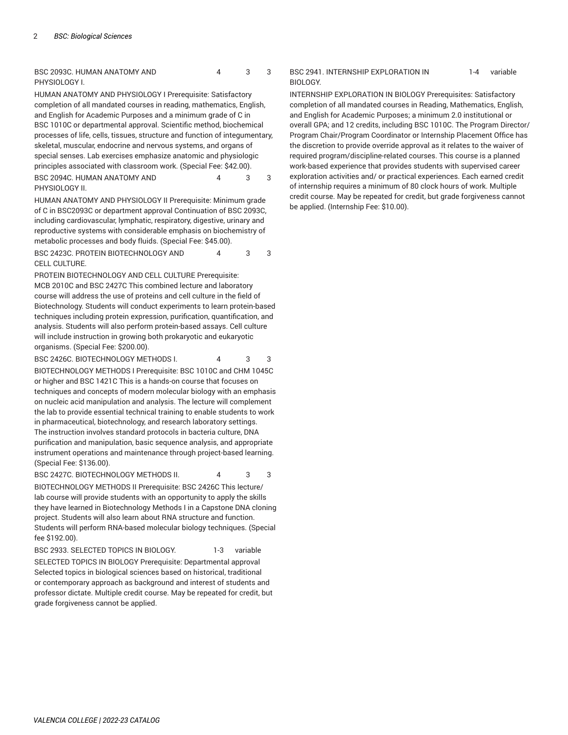BSC 2093C. HUMAN ANATOMY AND PHYSIOLOGY I. 4 3 3

HUMAN ANATOMY AND PHYSIOLOGY I Prerequisite: Satisfactory completion of all mandated courses in reading, mathematics, English, and English for Academic Purposes and a minimum grade of C in BSC 1010C or departmental approval. Scientific method, biochemical processes of life, cells, tissues, structure and function of integumentary, skeletal, muscular, endocrine and nervous systems, and organs of special senses. Lab exercises emphasize anatomic and physiologic principles associated with classroom work. (Special Fee: $42.00).

BSC 2094C. HUMAN ANATOMY AND PHYSIOLOGY II. 4 3 3

HUMAN ANATOMY AND PHYSIOLOGY II Prerequisite: Minimum grade of C in BSC2093C or department approval Continuation of BSC 2093C, including cardiovascular, lymphatic, respiratory, digestive, urinary and reproductive systems with considerable emphasis on biochemistry of metabolic processes and body fluids. (Special Fee: $45.00).

BSC 2423C. PROTEIN BIOTECHNOLOGY AND CELL CULTURE. 4 3 3

PROTEIN BIOTECHNOLOGY AND CELL CULTURE Prerequisite: MCB 2010C and BSC 2427C This combined lecture and laboratory course will address the use of proteins and cell culture in the field of Biotechnology. Students will conduct experiments to learn protein-based techniques including protein expression, purification, quantification, and analysis. Students will also perform protein-based assays. Cell culture will include instruction in growing both prokaryotic and eukaryotic organisms. (Special Fee: $200.00).

BSC 2426C. BIOTECHNOLOGY METHODS I. 4 3 3

BIOTECHNOLOGY METHODS I Prerequisite: BSC 1010C and CHM 1045C or higher and BSC 1421C This is a hands-on course that focuses on techniques and concepts of modern molecular biology with an emphasis on nucleic acid manipulation and analysis. The lecture will complement the lab to provide essential technical training to enable students to work in pharmaceutical, biotechnology, and research laboratory settings. The instruction involves standard protocols in bacteria culture, DNA purification and manipulation, basic sequence analysis, and appropriate instrument operations and maintenance through project-based learning. (Special Fee: $136.00).

BSC 2427C. BIOTECHNOLOGY METHODS II. 4 3 3

BIOTECHNOLOGY METHODS II Prerequisite: BSC 2426C This lecture/ lab course will provide students with an opportunity to apply the skills they have learned in Biotechnology Methods I in a Capstone DNA cloning project. Students will also learn about RNA structure and function. Students will perform RNA-based molecular biology techniques. (Special fee $192.00).

BSC 2933. SELECTED TOPICS IN BIOLOGY. 1-3 variable

SELECTED TOPICS IN BIOLOGY Prerequisite: Departmental approval Selected topics in biological sciences based on historical, traditional or contemporary approach as background and interest of students and professor dictate. Multiple credit course. May be repeated for credit, but grade forgiveness cannot be applied.

BSC 2941. INTERNSHIP EXPLORATION IN BIOLOGY. 1-4 variable

INTERNSHIP EXPLORATION IN BIOLOGY Prerequisites: Satisfactory completion of all mandated courses in Reading, Mathematics, English, and English for Academic Purposes; a minimum 2.0 institutional or overall GPA; and 12 credits, including BSC 1010C. The Program Director/ Program Chair/Program Coordinator or Internship Placement Office has the discretion to provide override approval as it relates to the waiver of required program/discipline-related courses. This course is a planned work-based experience that provides students with supervised career exploration activities and/ or practical experiences. Each earned credit of internship requires a minimum of 80 clock hours of work. Multiple credit course. May be repeated for credit, but grade forgiveness cannot be applied. (Internship Fee: $10.00).